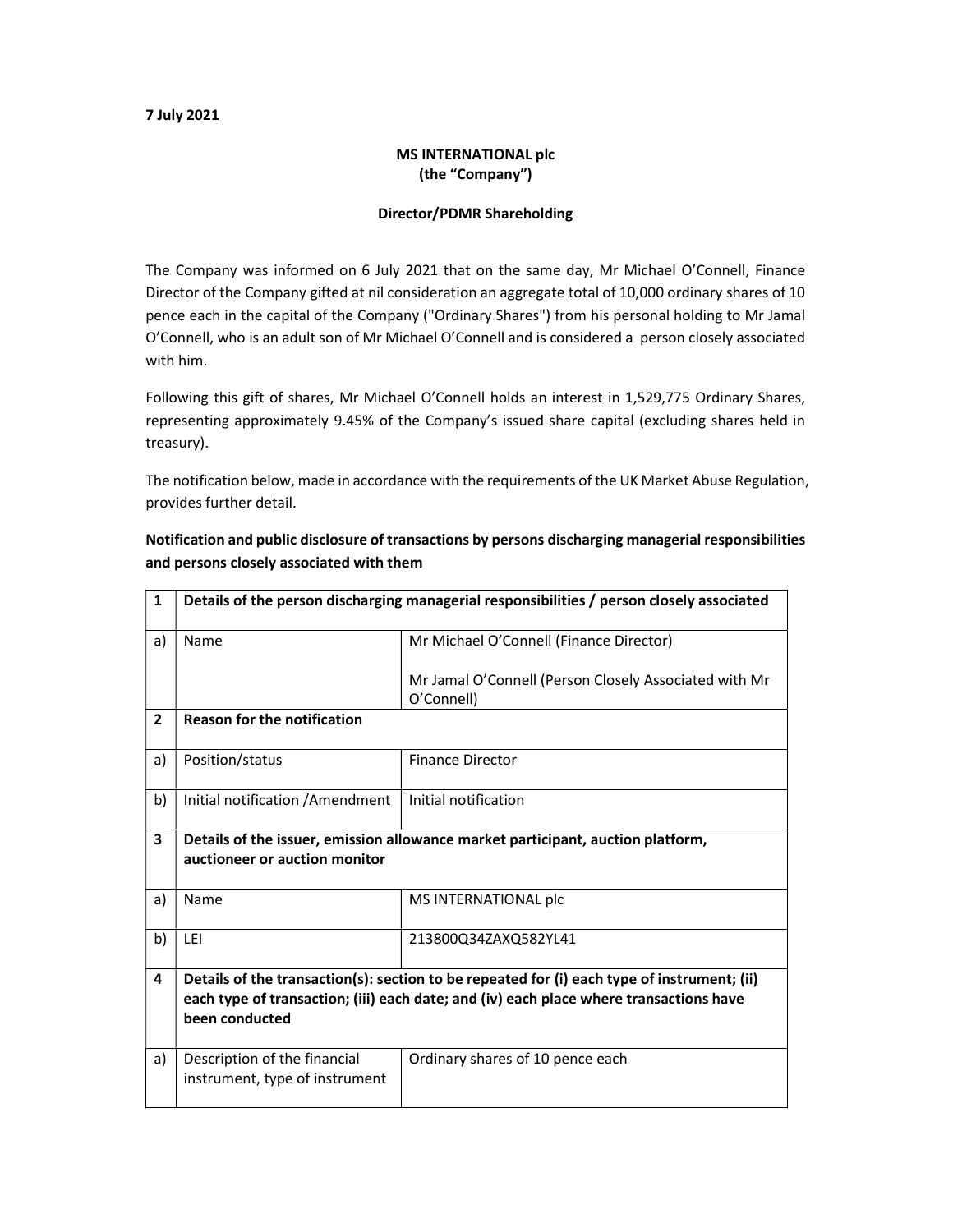**7 July 2021**

**MS INTERNATIONAL plc**
**(the "Company")**

**Director/PDMR Shareholding**

The Company was informed on 6 July 2021 that on the same day, Mr Michael O'Connell, Finance Director of the Company gifted at nil consideration an aggregate total of 10,000 ordinary shares of 10 pence each in the capital of the Company ("Ordinary Shares") from his personal holding to Mr Jamal O'Connell, who is an adult son of Mr Michael O'Connell and is considered a person closely associated with him.

Following this gift of shares, Mr Michael O'Connell holds an interest in 1,529,775 Ordinary Shares, representing approximately 9.45% of the Company's issued share capital (excluding shares held in treasury).

The notification below, made in accordance with the requirements of the UK Market Abuse Regulation, provides further detail.

**Notification and public disclosure of transactions by persons discharging managerial responsibilities and persons closely associated with them**

| | | |
|---|---|---|
| **1** | **Details of the person discharging managerial responsibilities / person closely associated** | |
| a) | Name | Mr Michael O'Connell (Finance Director)<br><br>Mr Jamal O'Connell (Person Closely Associated with Mr O'Connell) |
| **2** | **Reason for the notification** | |
| a) | Position/status | Finance Director |
| b) | Initial notification /Amendment | Initial notification |
| **3** | **Details of the issuer, emission allowance market participant, auction platform, auctioneer or auction monitor** | |
| a) | Name | MS INTERNATIONAL plc |
| b) | LEI | 213800Q34ZAXQ582YL41 |
| **4** | **Details of the transaction(s): section to be repeated for (i) each type of instrument; (ii) each type of transaction; (iii) each date; and (iv) each place where transactions have been conducted** | |
| a) | Description of the financial instrument, type of instrument | Ordinary shares of 10 pence each |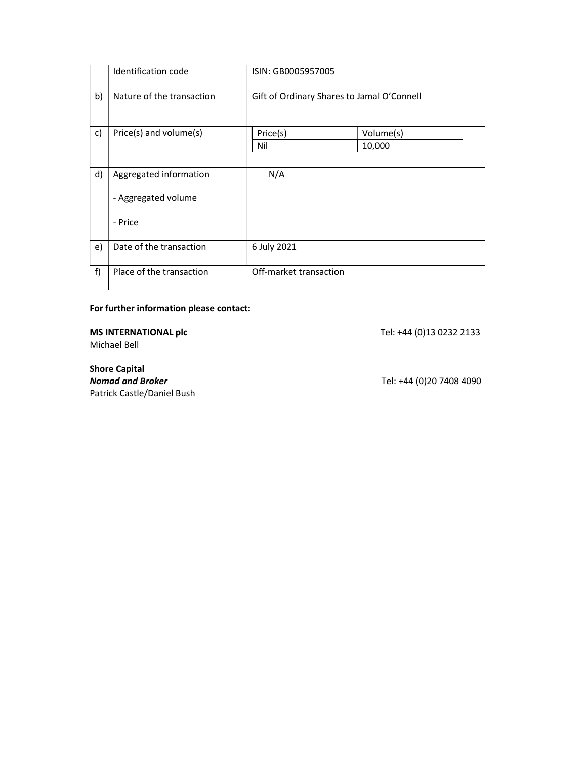| | | |
|---|---|---|
| | Identification code | ISIN: GB0005957005 |
| b) | Nature of the transaction | Gift of Ordinary Shares to Jamal O'Connell |
| c) | Price(s) and volume(s) | Price(s): Nil; Volume(s): 10,000 |
| d) | Aggregated information<br><br>- Aggregated volume<br><br>- Price | N/A |
| e) | Date of the transaction | 6 July 2021 |
| f) | Place of the transaction | Off-market transaction |

**For further information please contact:**

**MS INTERNATIONAL plc** Tel: +44 (0)13 0232 2133
Michael Bell

**Shore Capital**
***Nomad and Broker*** Tel: +44 (0)20 7408 4090
Patrick Castle/Daniel Bush